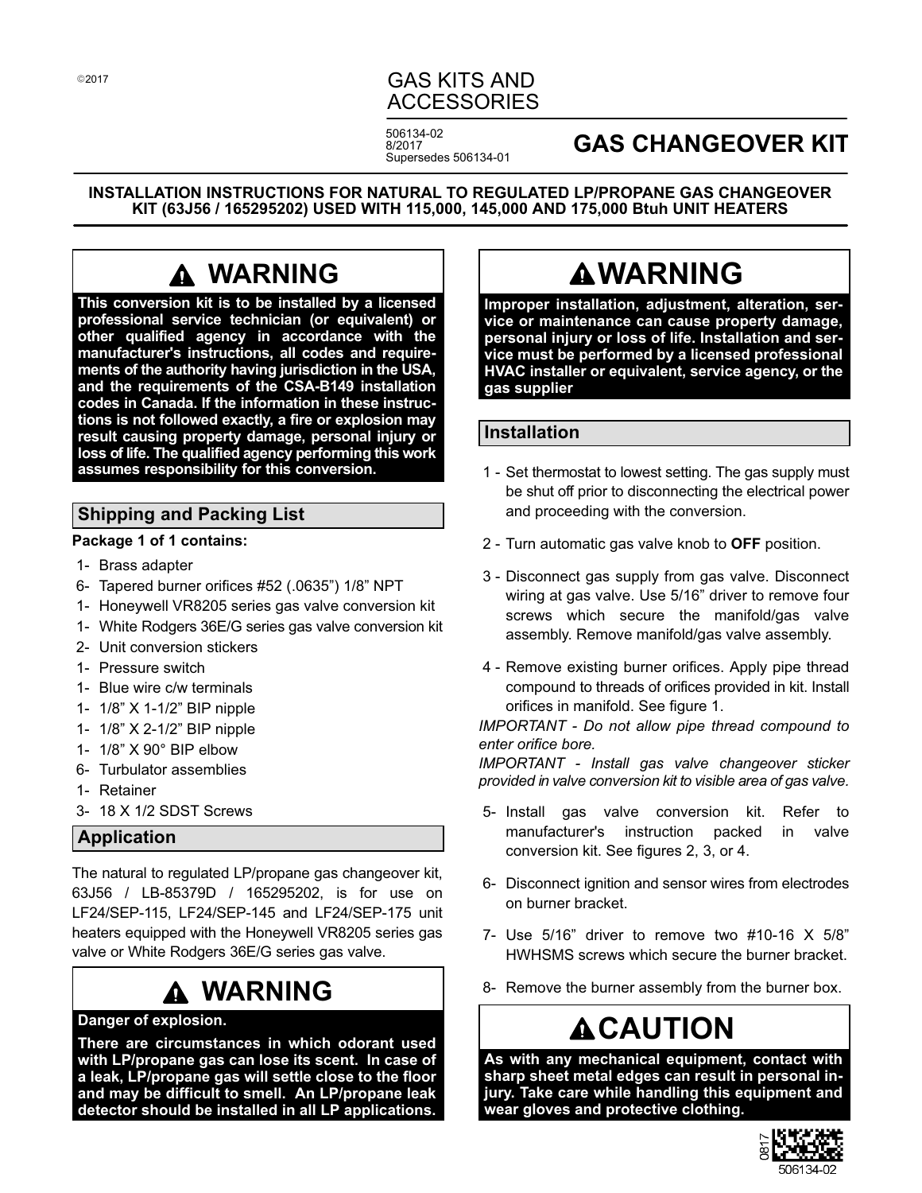©2017

# GAS KITS AND ACCESSORIES

506134-02
8/2017
Supersedes 506134-01

# GAS CHANGEOVER KIT

**INSTALLATION INSTRUCTIONS FOR NATURAL TO REGULATED LP/PROPANE GAS CHANGEOVER KIT (63J56 / 165295202) USED WITH 115,000, 145,000 AND 175,000 Btuh UNIT HEATERS**

## ⚠ WARNING

**This conversion kit is to be installed by a licensed professional service technician (or equivalent) or other qualified agency in accordance with the manufacturer's instructions, all codes and requirements of the authority having jurisdiction in the USA, and the requirements of the CSA-B149 installation codes in Canada. If the information in these instructions is not followed exactly, a fire or explosion may result causing property damage, personal injury or loss of life. The qualified agency performing this work assumes responsibility for this conversion.**

## Shipping and Packing List

**Package 1 of 1 contains:**

- 1- Brass adapter
- 6- Tapered burner orifices #52 (.0635") 1/8" NPT
- 1- Honeywell VR8205 series gas valve conversion kit
- 1- White Rodgers 36E/G series gas valve conversion kit
- 2- Unit conversion stickers
- 1- Pressure switch
- 1- Blue wire c/w terminals
- 1- 1/8" X 1-1/2" BIP nipple
- 1- 1/8" X 2-1/2" BIP nipple
- 1- 1/8" X 90° BIP elbow
- 6- Turbulator assemblies
- 1- Retainer
- 3- 18 X 1/2 SDST Screws

## Application

The natural to regulated LP/propane gas changeover kit, 63J56 / LB-85379D / 165295202, is for use on LF24/SEP-115, LF24/SEP-145 and LF24/SEP-175 unit heaters equipped with the Honeywell VR8205 series gas valve or White Rodgers 36E/G series gas valve.

## ⚠ WARNING

**Danger of explosion.**

**There are circumstances in which odorant used with LP/propane gas can lose its scent. In case of a leak, LP/propane gas will settle close to the floor and may be difficult to smell. An LP/propane leak detector should be installed in all LP applications.**

## ⚠ WARNING

**Improper installation, adjustment, alteration, service or maintenance can cause property damage, personal injury or loss of life. Installation and service must be performed by a licensed professional HVAC installer or equivalent, service agency, or the gas supplier**

## Installation

1 - Set thermostat to lowest setting. The gas supply must be shut off prior to disconnecting the electrical power and proceeding with the conversion.

2 - Turn automatic gas valve knob to **OFF** position.

3 - Disconnect gas supply from gas valve. Disconnect wiring at gas valve. Use 5/16" driver to remove four screws which secure the manifold/gas valve assembly. Remove manifold/gas valve assembly.

4 - Remove existing burner orifices. Apply pipe thread compound to threads of orifices provided in kit. Install orifices in manifold. See figure 1.

*IMPORTANT - Do not allow pipe thread compound to enter orifice bore.*

*IMPORTANT - Install gas valve changeover sticker provided in valve conversion kit to visible area of gas valve.*

5- Install gas valve conversion kit. Refer to manufacturer's instruction packed in valve conversion kit. See figures 2, 3, or 4.

6- Disconnect ignition and sensor wires from electrodes on burner bracket.

7- Use 5/16" driver to remove two #10-16 X 5/8" HWHSMS screws which secure the burner bracket.

8- Remove the burner assembly from the burner box.

## ⚠ CAUTION

**As with any mechanical equipment, contact with sharp sheet metal edges can result in personal injury. Take care while handling this equipment and wear gloves and protective clothing.**

0817
506134-02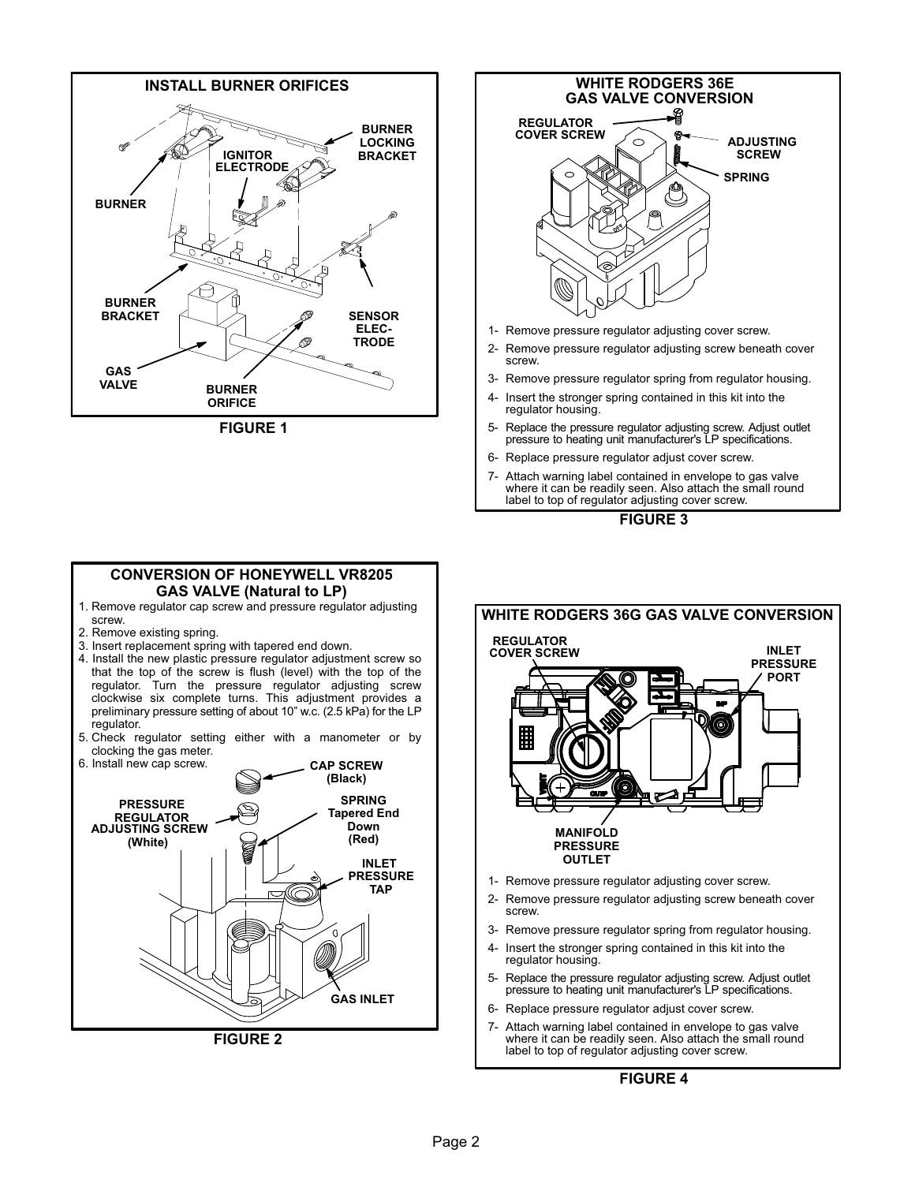## INSTALL BURNER ORIFICES

BURNER LOCKING BRACKET

IGNITOR ELECTRODE

BURNER

BURNER BRACKET

SENSOR ELECTRODE

GAS VALVE

BURNER ORIFICE

FIGURE 1

## WHITE RODGERS 36E GAS VALVE CONVERSION

REGULATOR COVER SCREW

ADJUSTING SCREW

SPRING

1- Remove pressure regulator adjusting cover screw.
2- Remove pressure regulator adjusting screw beneath cover screw.
3- Remove pressure regulator spring from regulator housing.
4- Insert the stronger spring contained in this kit into the regulator housing.
5- Replace the pressure regulator adjusting screw. Adjust outlet pressure to heating unit manufacturer's LP specifications.
6- Replace pressure regulator adjust cover screw.
7- Attach warning label contained in envelope to gas valve where it can be readily seen. Also attach the small round label to top of regulator adjusting cover screw.

FIGURE 3

## CONVERSION OF HONEYWELL VR8205 GAS VALVE (Natural to LP)

1. Remove regulator cap screw and pressure regulator adjusting screw.
2. Remove existing spring.
3. Insert replacement spring with tapered end down.
4. Install the new plastic pressure regulator adjustment screw so that the top of the screw is flush (level) with the top of the regulator. Turn the pressure regulator adjusting screw clockwise six complete turns. This adjustment provides a preliminary pressure setting of about 10" w.c. (2.5 kPa) for the LP regulator.
5. Check regulator setting either with a manometer or by clocking the gas meter.
6. Install new cap screw.

CAP SCREW (Black)

PRESSURE REGULATOR ADJUSTING SCREW (White)

SPRING Tapered End Down (Red)

INLET PRESSURE TAP

GAS INLET

FIGURE 2

## WHITE RODGERS 36G GAS VALVE CONVERSION

REGULATOR COVER SCREW

INLET PRESSURE PORT

MANIFOLD PRESSURE OUTLET

1- Remove pressure regulator adjusting cover screw.
2- Remove pressure regulator adjusting screw beneath cover screw.
3- Remove pressure regulator spring from regulator housing.
4- Insert the stronger spring contained in this kit into the regulator housing.
5- Replace the pressure regulator adjusting screw. Adjust outlet pressure to heating unit manufacturer's LP specifications.
6- Replace pressure regulator adjust cover screw.
7- Attach warning label contained in envelope to gas valve where it can be readily seen. Also attach the small round label to top of regulator adjusting cover screw.

FIGURE 4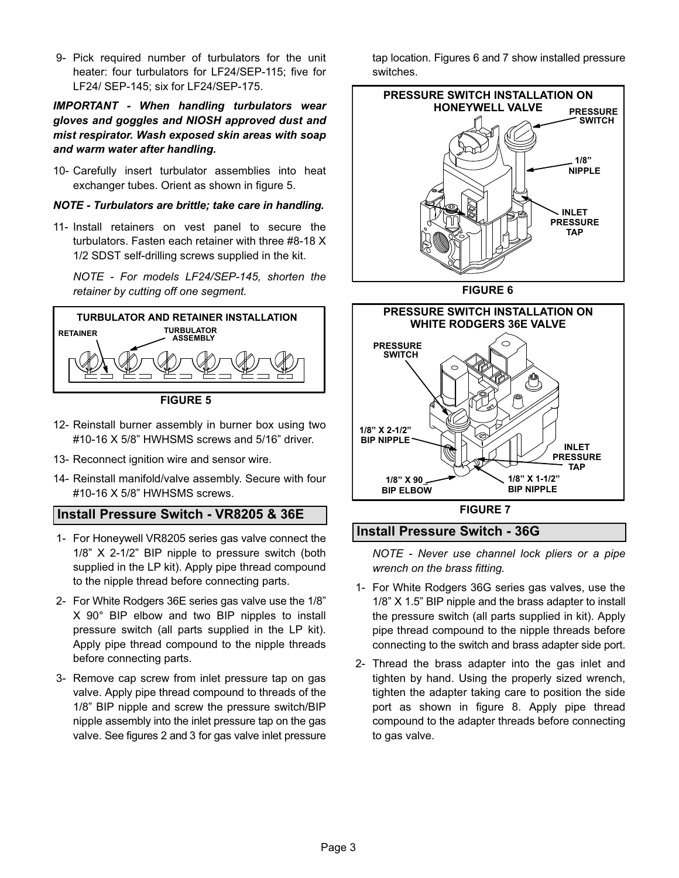9- Pick required number of turbulators for the unit heater: four turbulators for LF24/SEP-115; five for LF24/ SEP-145; six for LF24/SEP-175.

***IMPORTANT - When handling turbulators wear gloves and goggles and NIOSH approved dust and mist respirator. Wash exposed skin areas with soap and warm water after handling.***

10- Carefully insert turbulator assemblies into heat exchanger tubes. Orient as shown in figure 5.

***NOTE - Turbulators are brittle; take care in handling.***

11- Install retainers on vest panel to secure the turbulators. Fasten each retainer with three #8-18 X 1/2 SDST self-drilling screws supplied in the kit.

*NOTE - For models LF24/SEP-145, shorten the retainer by cutting off one segment.*

TURBULATOR AND RETAINER INSTALLATION

RETAINER

TURBULATOR ASSEMBLY

FIGURE 5

12- Reinstall burner assembly in burner box using two #10-16 X 5/8" HWHSMS screws and 5/16" driver.

13- Reconnect ignition wire and sensor wire.

14- Reinstall manifold/valve assembly. Secure with four #10-16 X 5/8" HWHSMS screws.

## Install Pressure Switch - VR8205 & 36E

1- For Honeywell VR8205 series gas valve connect the 1/8" X 2-1/2" BIP nipple to pressure switch (both supplied in the LP kit). Apply pipe thread compound to the nipple thread before connecting parts.

2- For White Rodgers 36E series gas valve use the 1/8" X 90° BIP elbow and two BIP nipples to install pressure switch (all parts supplied in the LP kit). Apply pipe thread compound to the nipple threads before connecting parts.

3- Remove cap screw from inlet pressure tap on gas valve. Apply pipe thread compound to threads of the 1/8" BIP nipple and screw the pressure switch/BIP nipple assembly into the inlet pressure tap on the gas valve. See figures 2 and 3 for gas valve inlet pressure tap location. Figures 6 and 7 show installed pressure switches.

PRESSURE SWITCH INSTALLATION ON HONEYWELL VALVE

PRESSURE SWITCH

1/8" NIPPLE

INLET PRESSURE TAP

FIGURE 6

PRESSURE SWITCH INSTALLATION ON WHITE RODGERS 36E VALVE

PRESSURE SWITCH

1/8" X 2-1/2" BIP NIPPLE

INLET PRESSURE TAP

1/8" X 90 BIP ELBOW

1/8" X 1-1/2" BIP NIPPLE

FIGURE 7

## Install Pressure Switch - 36G

*NOTE - Never use channel lock pliers or a pipe wrench on the brass fitting.*

1- For White Rodgers 36G series gas valves, use the 1/8" X 1.5" BIP nipple and the brass adapter to install the pressure switch (all parts supplied in kit). Apply pipe thread compound to the nipple threads before connecting to the switch and brass adapter side port.

2- Thread the brass adapter into the gas inlet and tighten by hand. Using the properly sized wrench, tighten the adapter taking care to position the side port as shown in figure 8. Apply pipe thread compound to the adapter threads before connecting to gas valve.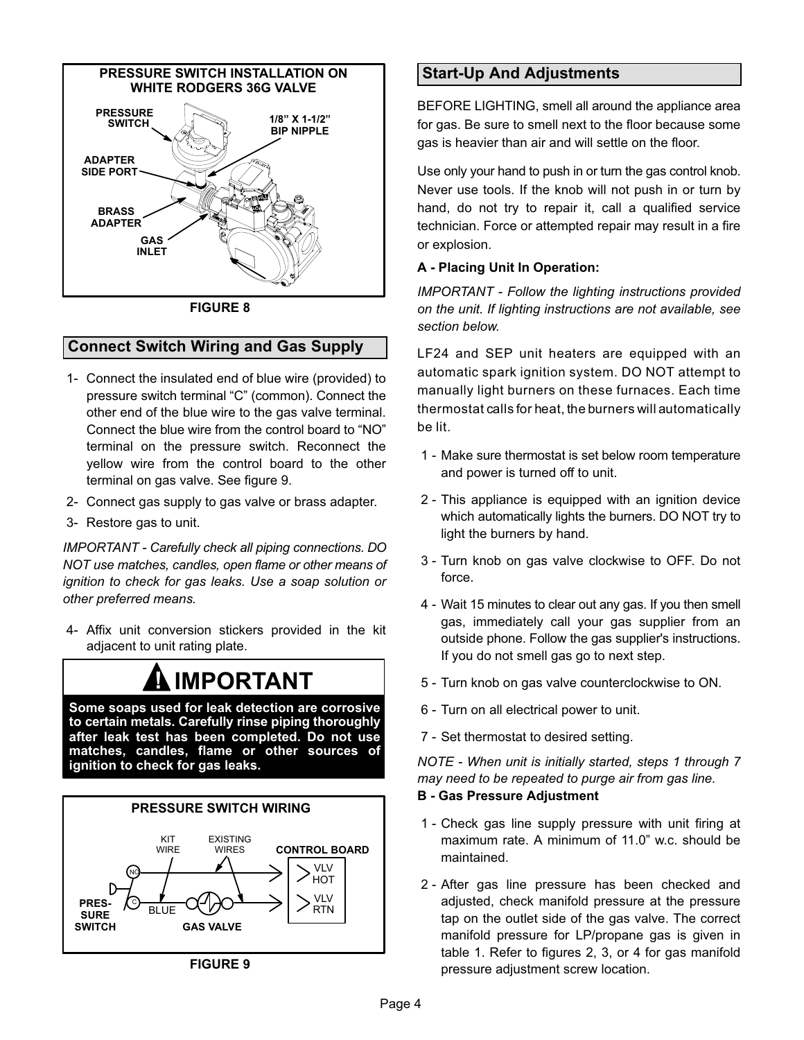**PRESSURE SWITCH INSTALLATION ON WHITE RODGERS 36G VALVE**

PRESSURE SWITCH

1/8" X 1-1/2" BIP NIPPLE

ADAPTER SIDE PORT

BRASS ADAPTER

GAS INLET

FIGURE 8

## Connect Switch Wiring and Gas Supply

1- Connect the insulated end of blue wire (provided) to pressure switch terminal "C" (common). Connect the other end of the blue wire to the gas valve terminal. Connect the blue wire from the control board to "NO" terminal on the pressure switch. Reconnect the yellow wire from the control board to the other terminal on gas valve. See figure 9.
2- Connect gas supply to gas valve or brass adapter.
3- Restore gas to unit.

*IMPORTANT - Carefully check all piping connections. DO NOT use matches, candles, open flame or other means of ignition to check for gas leaks. Use a soap solution or other preferred means.*

4- Affix unit conversion stickers provided in the kit adjacent to unit rating plate.

**! IMPORTANT**

**Some soaps used for leak detection are corrosive to certain metals. Carefully rinse piping thoroughly after leak test has been completed. Do not use matches, candles, flame or other sources of ignition to check for gas leaks.**

**PRESSURE SWITCH WIRING**

KIT WIRE

EXISTING WIRES

CONTROL BOARD

VLV HOT

VLV RTN

NO

C

BLUE

PRESSURE SWITCH

GAS VALVE

FIGURE 9

## Start-Up And Adjustments

BEFORE LIGHTING, smell all around the appliance area for gas. Be sure to smell next to the floor because some gas is heavier than air and will settle on the floor.

Use only your hand to push in or turn the gas control knob. Never use tools. If the knob will not push in or turn by hand, do not try to repair it, call a qualified service technician. Force or attempted repair may result in a fire or explosion.

**A - Placing Unit In Operation:**

*IMPORTANT - Follow the lighting instructions provided on the unit. If lighting instructions are not available, see section below.*

LF24 and SEP unit heaters are equipped with an automatic spark ignition system. DO NOT attempt to manually light burners on these furnaces. Each time thermostat calls for heat, the burners will automatically be lit.

1 - Make sure thermostat is set below room temperature and power is turned off to unit.
2 - This appliance is equipped with an ignition device which automatically lights the burners. DO NOT try to light the burners by hand.
3 - Turn knob on gas valve clockwise to OFF. Do not force.
4 - Wait 15 minutes to clear out any gas. If you then smell gas, immediately call your gas supplier from an outside phone. Follow the gas supplier's instructions. If you do not smell gas go to next step.
5 - Turn knob on gas valve counterclockwise to ON.
6 - Turn on all electrical power to unit.
7 - Set thermostat to desired setting.

*NOTE - When unit is initially started, steps 1 through 7 may need to be repeated to purge air from gas line.*

**B - Gas Pressure Adjustment**

1 - Check gas line supply pressure with unit firing at maximum rate. A minimum of 11.0" w.c. should be maintained.
2 - After gas line pressure has been checked and adjusted, check manifold pressure at the pressure tap on the outlet side of the gas valve. The correct manifold pressure for LP/propane gas is given in table 1. Refer to figures 2, 3, or 4 for gas manifold pressure adjustment screw location.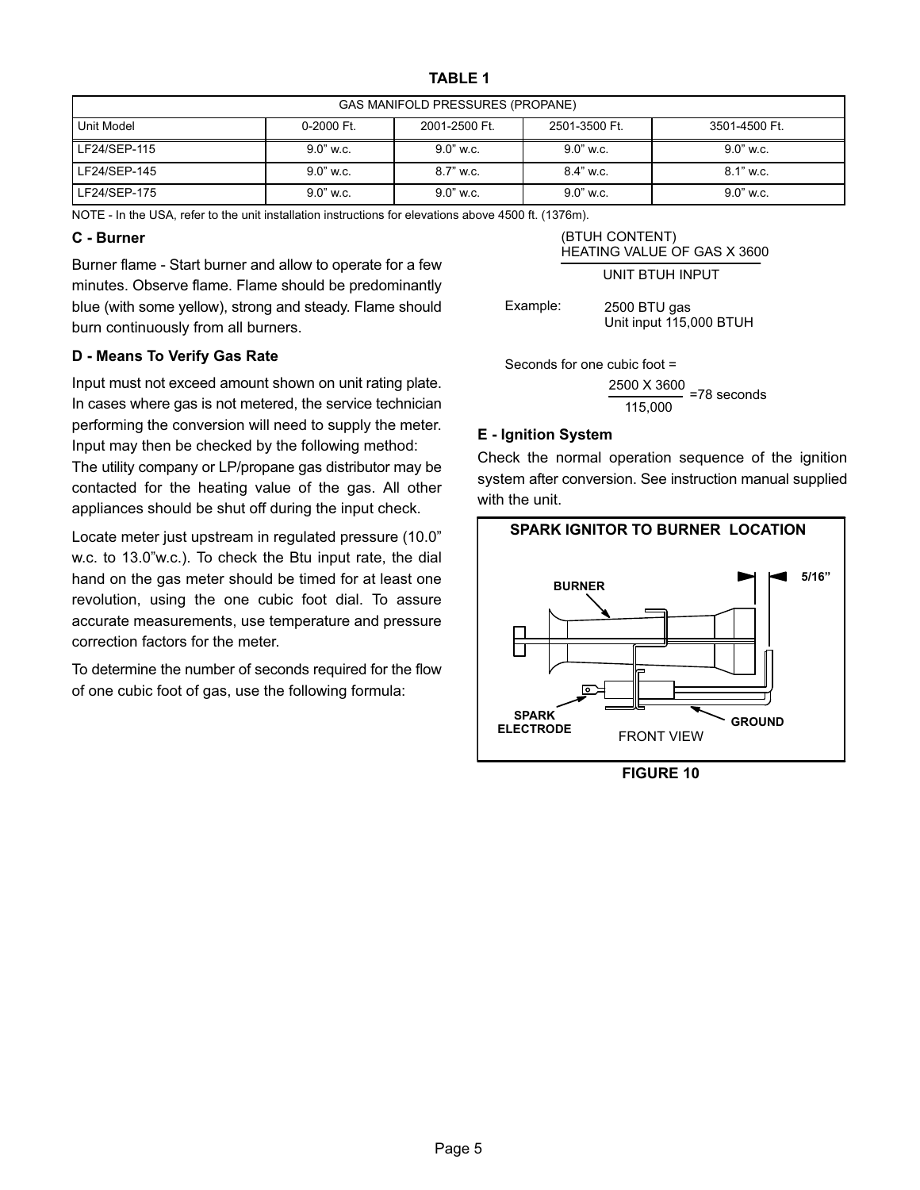**TABLE 1**

| GAS MANIFOLD PRESSURES (PROPANE) | | | | |
|---|---|---|---|---|
| Unit Model | 0-2000 Ft. | 2001-2500 Ft. | 2501-3500 Ft. | 3501-4500 Ft. |
| LF24/SEP-115 | 9.0" w.c. | 9.0" w.c. | 9.0" w.c. | 9.0" w.c. |
| LF24/SEP-145 | 9.0" w.c. | 8.7" w.c. | 8.4" w.c. | 8.1" w.c. |
| LF24/SEP-175 | 9.0" w.c. | 9.0" w.c. | 9.0" w.c. | 9.0" w.c. |

NOTE - In the USA, refer to the unit installation instructions for elevations above 4500 ft. (1376m).

### C - Burner

Burner flame - Start burner and allow to operate for a few minutes. Observe flame. Flame should be predominantly blue (with some yellow), strong and steady. Flame should burn continuously from all burners.

### D - Means To Verify Gas Rate

Input must not exceed amount shown on unit rating plate. In cases where gas is not metered, the service technician performing the conversion will need to supply the meter. Input may then be checked by the following method:
The utility company or LP/propane gas distributor may be contacted for the heating value of the gas. All other appliances should be shut off during the input check.

Locate meter just upstream in regulated pressure (10.0" w.c. to 13.0"w.c.). To check the Btu input rate, the dial hand on the gas meter should be timed for at least one revolution, using the one cubic foot dial. To assure accurate measurements, use temperature and pressure correction factors for the meter.

To determine the number of seconds required for the flow of one cubic foot of gas, use the following formula:

$$\frac{\text{(BTUH CONTENT) HEATING VALUE OF GAS X 3600}}{\text{UNIT BTUH INPUT}}$$

Example: 2500 BTU gas
Unit input 115,000 BTUH

Seconds for one cubic foot =

$$\frac{2500 \times 3600}{115{,}000} = 78 \text{ seconds}$$

### E - Ignition System

Check the normal operation sequence of the ignition system after conversion. See instruction manual supplied with the unit.

SPARK IGNITOR TO BURNER LOCATION

BURNER

5/16"

SPARK ELECTRODE

GROUND

FRONT VIEW

FIGURE 10